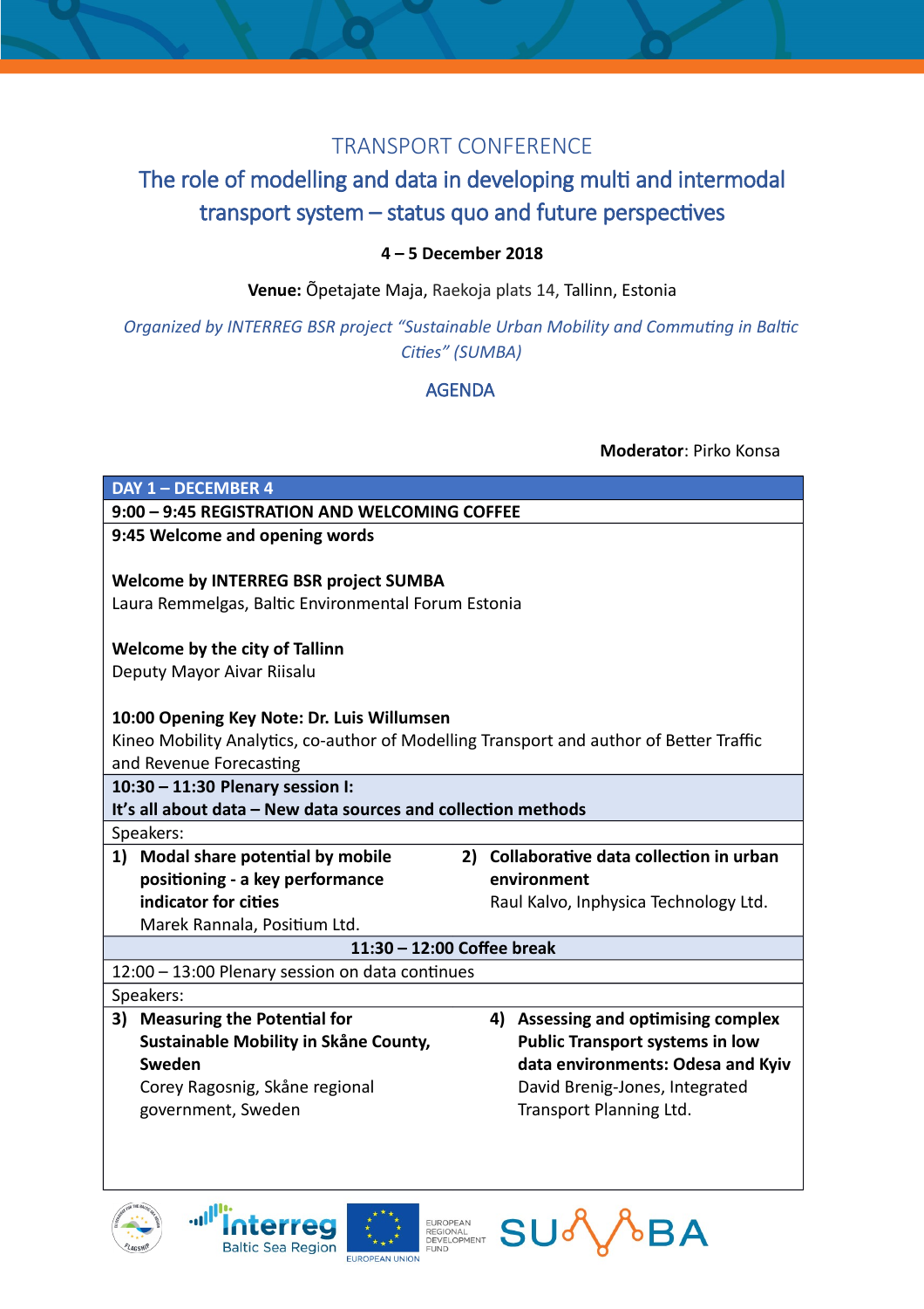# TRANSPORT CONFERENCE

## The role of modelling and data in developing multi and intermodal transport system – status quo and future perspectives

**4 – 5 December 2018**

**Venue:** Õpetajate Maja, Raekoja plats 14, Tallinn, Estonia

*Organized by INTERREG BSR project "Sustainable Urban Mobility and Commuting in Baltic Cities" (SUMBA)*

## AGENDA

**Moderator**: Pirko Konsa

**DAY 1 – DECEMBER 4**

**9:00 – 9:45 REGISTRATION AND WELCOMING COFFEE**

**9:45 Welcome and opening words**

**Welcome by INTERREG BSR project SUMBA**
Laura Remmelgas, Baltic Environmental Forum Estonia

**Welcome by the city of Tallinn**
Deputy Mayor Aivar Riisalu

**10:00 Opening Key Note: Dr. Luis Willumsen**
Kineo Mobility Analytics, co-author of Modelling Transport and author of Better Traffic and Revenue Forecasting

**10:30 – 11:30 Plenary session I:**
**It's all about data – New data sources and collection methods**

Speakers:

1) **Modal share potential by mobile positioning - a key performance indicator for cities**
   Marek Rannala, Positium Ltd.
2) **Collaborative data collection in urban environment**
   Raul Kalvo, Inphysica Technology Ltd.

**11:30 – 12:00 Coffee break**

12:00 – 13:00 Plenary session on data continues

Speakers:

3) **Measuring the Potential for Sustainable Mobility in Skåne County, Sweden**
   Corey Ragosnig, Skåne regional government, Sweden
4) **Assessing and optimising complex Public Transport systems in low data environments: Odesa and Kyiv**
   David Brenig-Jones, Integrated Transport Planning Ltd.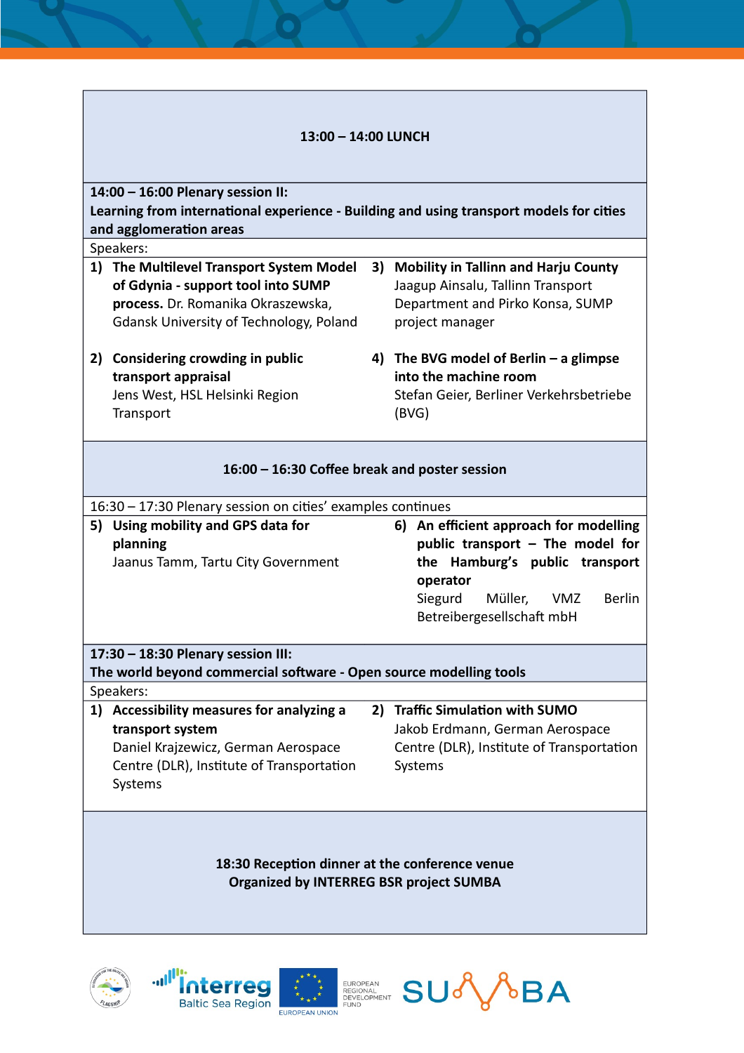**13:00 – 14:00 LUNCH**

**14:00 – 16:00 Plenary session II:**
**Learning from international experience - Building and using transport models for cities and agglomeration areas**

Speakers:

1) **The Multilevel Transport System Model of Gdynia - support tool into SUMP process.** Dr. Romanika Okraszewska, Gdansk University of Technology, Poland

2) **Considering crowding in public transport appraisal**
Jens West, HSL Helsinki Region Transport

3) **Mobility in Tallinn and Harju County**
Jaagup Ainsalu, Tallinn Transport Department and Pirko Konsa, SUMP project manager

4) **The BVG model of Berlin – a glimpse into the machine room**
Stefan Geier, Berliner Verkehrsbetriebe (BVG)

**16:00 – 16:30 Coffee break and poster session**

16:30 – 17:30 Plenary session on cities' examples continues

5) **Using mobility and GPS data for planning**
Jaanus Tamm, Tartu City Government

6) **An efficient approach for modelling public transport – The model for the Hamburg's public transport operator**
Siegurd Müller, VMZ Berlin Betreibergesellschaft mbH

**17:30 – 18:30 Plenary session III:**
**The world beyond commercial software - Open source modelling tools**

Speakers:

1) **Accessibility measures for analyzing a transport system**
Daniel Krajzewicz, German Aerospace Centre (DLR), Institute of Transportation Systems

2) **Traffic Simulation with SUMO**
Jakob Erdmann, German Aerospace Centre (DLR), Institute of Transportation Systems

**18:30 Reception dinner at the conference venue**
**Organized by INTERREG BSR project SUMBA**

Interreg Baltic Sea Region

EUROPEAN UNION

EUROPEAN REGIONAL DEVELOPMENT FUND

SUMBA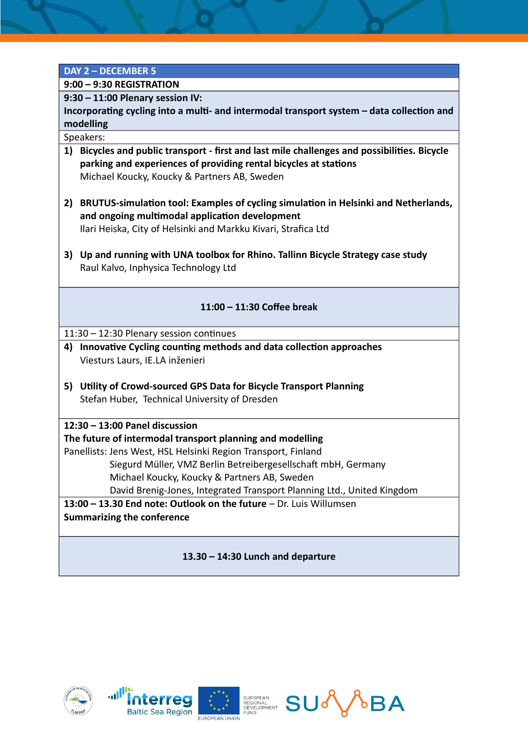## DAY 2 – DECEMBER 5

**9:00 – 9:30 REGISTRATION**

**9:30 – 11:00 Plenary session IV:**
**Incorporating cycling into a multi- and intermodal transport system – data collection and modelling**

Speakers:

1) **Bicycles and public transport - first and last mile challenges and possibilities. Bicycle parking and experiences of providing rental bicycles at stations**
   Michael Koucky, Koucky & Partners AB, Sweden

2) **BRUTUS-simulation tool: Examples of cycling simulation in Helsinki and Netherlands, and ongoing multimodal application development**
   Ilari Heiska, City of Helsinki and Markku Kivari, Strafica Ltd

3) **Up and running with UNA toolbox for Rhino. Tallinn Bicycle Strategy case study**
   Raul Kalvo, Inphysica Technology Ltd

**11:00 – 11:30 Coffee break**

11:30 – 12:30 Plenary session continues

4) **Innovative Cycling counting methods and data collection approaches**
   Viesturs Laurs, IE.LA inženieri

5) **Utility of Crowd-sourced GPS Data for Bicycle Transport Planning**
   Stefan Huber, Technical University of Dresden

**12:30 – 13:00 Panel discussion**
**The future of intermodal transport planning and modelling**

Panellists: Jens West, HSL Helsinki Region Transport, Finland
Siegurd Müller, VMZ Berlin Betreibergesellschaft mbH, Germany
Michael Koucky, Koucky & Partners AB, Sweden
David Brenig-Jones, Integrated Transport Planning Ltd., United Kingdom

**13:00 – 13.30 End note: Outlook on the future** – Dr. Luis Willumsen
**Summarizing the conference**

**13.30 – 14:30 Lunch and departure**

Interreg Baltic Sea Region
EUROPEAN UNION
EUROPEAN REGIONAL DEVELOPMENT FUND
SUMBA